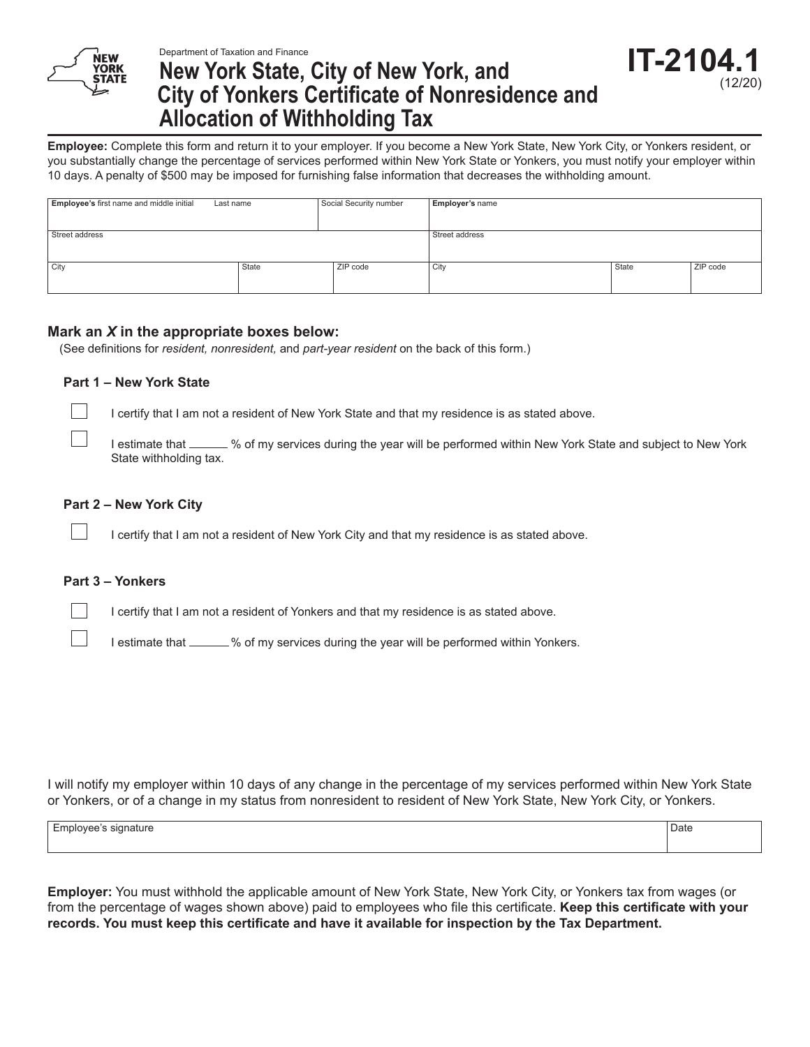Department of Taxation and Finance

# New York State, City of New York, and City of Yonkers Certificate of Nonresidence and Allocation of Withholding Tax

**IT-2104.1** (12/20)

**Employee:** Complete this form and return it to your employer. If you become a New York State, New York City, or Yonkers resident, or you substantially change the percentage of services performed within New York State or Yonkers, you must notify your employer within 10 days. A penalty of $500 may be imposed for furnishing false information that decreases the withholding amount.

| **Employee's** first name and middle initial | Last name | | Social Security number | **Employer's** name | | |
|---|---|---|---|---|---|---|
| Street address | | | | Street address | | |
| City | State | | ZIP code | City | State | ZIP code |

## Mark an *X* in the appropriate boxes below:

(See definitions for *resident, nonresident,* and *part-year resident* on the back of this form.)

### Part 1 – New York State

☐ I certify that I am not a resident of New York State and that my residence is as stated above.

☐ I estimate that ______ % of my services during the year will be performed within New York State and subject to New York State withholding tax.

### Part 2 – New York City

☐ I certify that I am not a resident of New York City and that my residence is as stated above.

### Part 3 – Yonkers

☐ I certify that I am not a resident of Yonkers and that my residence is as stated above.

☐ I estimate that ______ % of my services during the year will be performed within Yonkers.

I will notify my employer within 10 days of any change in the percentage of my services performed within New York State or Yonkers, or of a change in my status from nonresident to resident of New York State, New York City, or Yonkers.

| Employee's signature | Date |
|---|---|
| | |

**Employer:** You must withhold the applicable amount of New York State, New York City, or Yonkers tax from wages (or from the percentage of wages shown above) paid to employees who file this certificate. **Keep this certificate with your records. You must keep this certificate and have it available for inspection by the Tax Department.**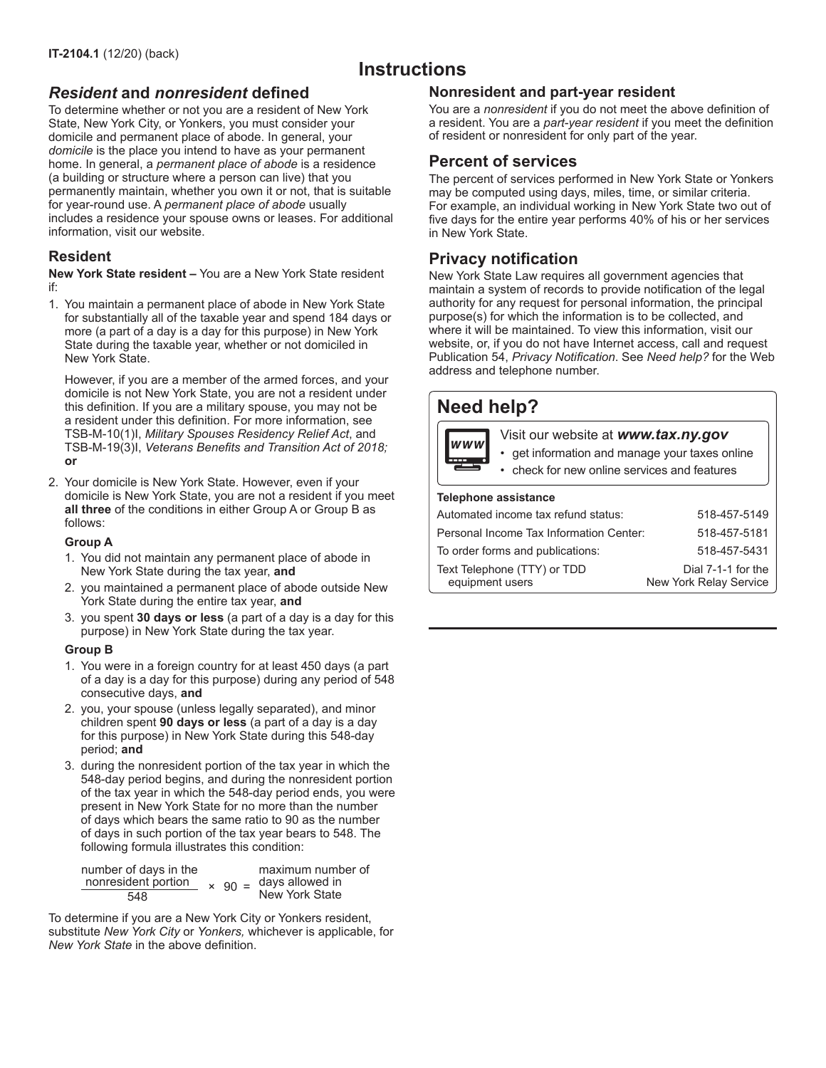# Instructions

## *Resident* and *nonresident* defined

To determine whether or not you are a resident of New York State, New York City, or Yonkers, you must consider your domicile and permanent place of abode. In general, your *domicile* is the place you intend to have as your permanent home. In general, a *permanent place of abode* is a residence (a building or structure where a person can live) that you permanently maintain, whether you own it or not, that is suitable for year-round use. A *permanent place of abode* usually includes a residence your spouse owns or leases. For additional information, visit our website.

### Resident

**New York State resident –** You are a New York State resident if:

1. You maintain a permanent place of abode in New York State for substantially all of the taxable year and spend 184 days or more (a part of a day is a day for this purpose) in New York State during the taxable year, whether or not domiciled in New York State.

   However, if you are a member of the armed forces, and your domicile is not New York State, you are not a resident under this definition. If you are a military spouse, you may not be a resident under this definition. For more information, see TSB-M-10(1)I, *Military Spouses Residency Relief Act*, and TSB-M-19(3)I, *Veterans Benefits and Transition Act of 2018;* **or**

2. Your domicile is New York State. However, even if your domicile is New York State, you are not a resident if you meet **all three** of the conditions in either Group A or Group B as follows:

   **Group A**

   1. You did not maintain any permanent place of abode in New York State during the tax year, **and**
   2. you maintained a permanent place of abode outside New York State during the entire tax year, **and**
   3. you spent **30 days or less** (a part of a day is a day for this purpose) in New York State during the tax year.

   **Group B**

   1. You were in a foreign country for at least 450 days (a part of a day is a day for this purpose) during any period of 548 consecutive days, **and**
   2. you, your spouse (unless legally separated), and minor children spent **90 days or less** (a part of a day is a day for this purpose) in New York State during this 548-day period; **and**
   3. during the nonresident portion of the tax year in which the 548-day period begins, and during the nonresident portion of the tax year in which the 548-day period ends, you were present in New York State for no more than the number of days which bears the same ratio to 90 as the number of days in such portion of the tax year bears to 548. The following formula illustrates this condition:

$$\frac{\text{number of days in the nonresident portion}}{548} \times 90 = \text{maximum number of days allowed in New York State}$$

To determine if you are a New York City or Yonkers resident, substitute *New York City* or *Yonkers,* whichever is applicable, for *New York State* in the above definition.

### Nonresident and part-year resident

You are a *nonresident* if you do not meet the above definition of a resident. You are a *part-year resident* if you meet the definition of resident or nonresident for only part of the year.

### Percent of services

The percent of services performed in New York State or Yonkers may be computed using days, miles, time, or similar criteria. For example, an individual working in New York State two out of five days for the entire year performs 40% of his or her services in New York State.

### Privacy notification

New York State Law requires all government agencies that maintain a system of records to provide notification of the legal authority for any request for personal information, the principal purpose(s) for which the information is to be collected, and where it will be maintained. To view this information, visit our website, or, if you do not have Internet access, call and request Publication 54, *Privacy Notification*. See *Need help?* for the Web address and telephone number.

## Need help?

Visit our website at ***www.tax.ny.gov***

- get information and manage your taxes online
- check for new online services and features

**Telephone assistance**

| | |
|---|---|
| Automated income tax refund status: | 518-457-5149 |
| Personal Income Tax Information Center: | 518-457-5181 |
| To order forms and publications: | 518-457-5431 |
| Text Telephone (TTY) or TDD equipment users | Dial 7-1-1 for the New York Relay Service |